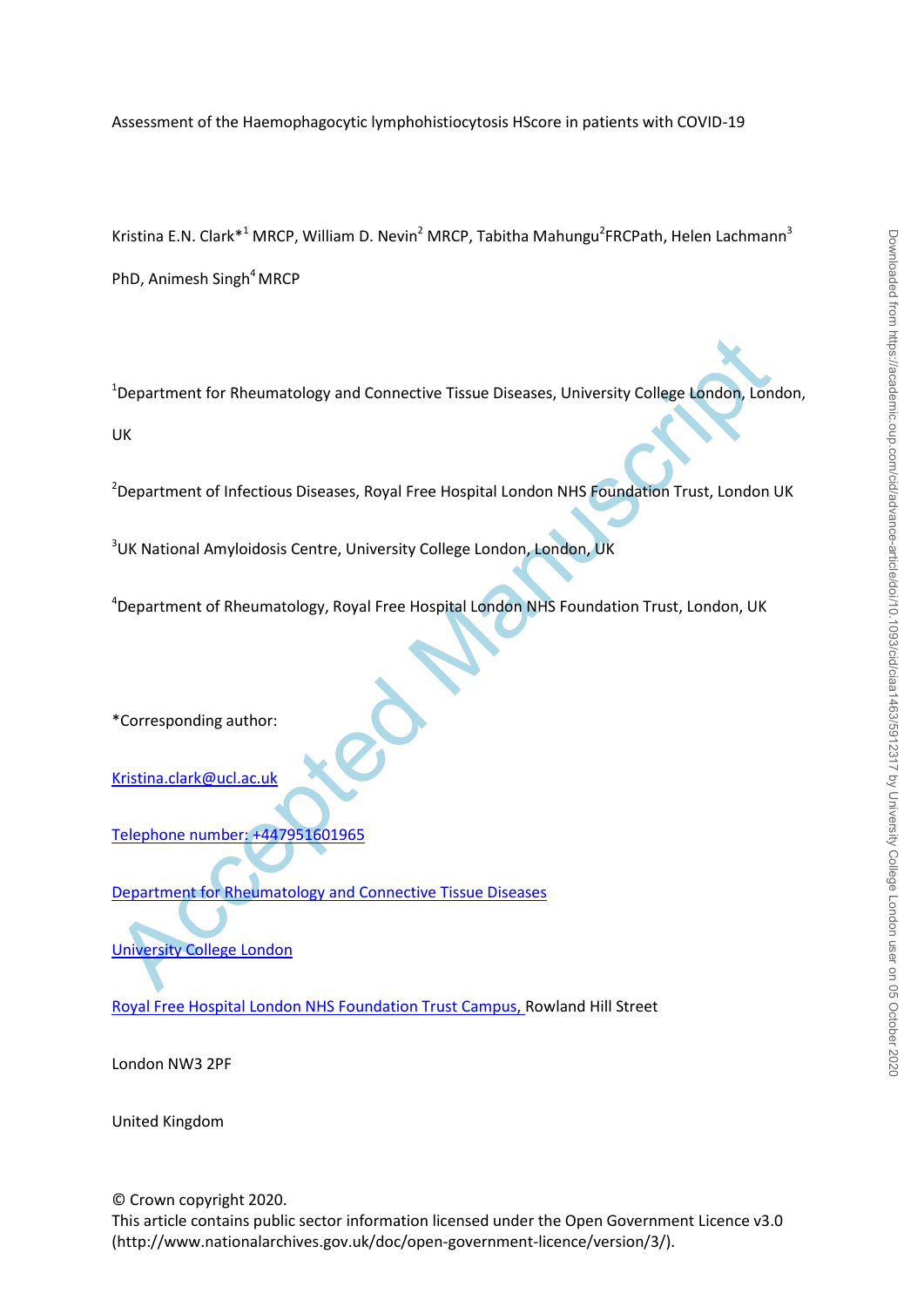# Assessment of the Haemophagocytic lymphohistiocytosis HScore in patients with COVID-19

Kristina E.N. Clark*[1] MRCP, William D. Nevin[2] MRCP, Tabitha Mahungu[2]FRCPath, Helen Lachmann[3] PhD, Animesh Singh[4] MRCP

[1]Department for Rheumatology and Connective Tissue Diseases, University College London, London, UK

[2]Department of Infectious Diseases, Royal Free Hospital London NHS Foundation Trust, London UK

[3]UK National Amyloidosis Centre, University College London, London, UK

[4]Department of Rheumatology, Royal Free Hospital London NHS Foundation Trust, London, UK

*Corresponding author:

Kristina.clark@ucl.ac.uk

Telephone number: +447951601965

Department for Rheumatology and Connective Tissue Diseases

University College London

Royal Free Hospital London NHS Foundation Trust Campus, Rowland Hill Street

London NW3 2PF

United Kingdom

© Crown copyright 2020.
This article contains public sector information licensed under the Open Government Licence v3.0 (http://www.nationalarchives.gov.uk/doc/open-government-licence/version/3/).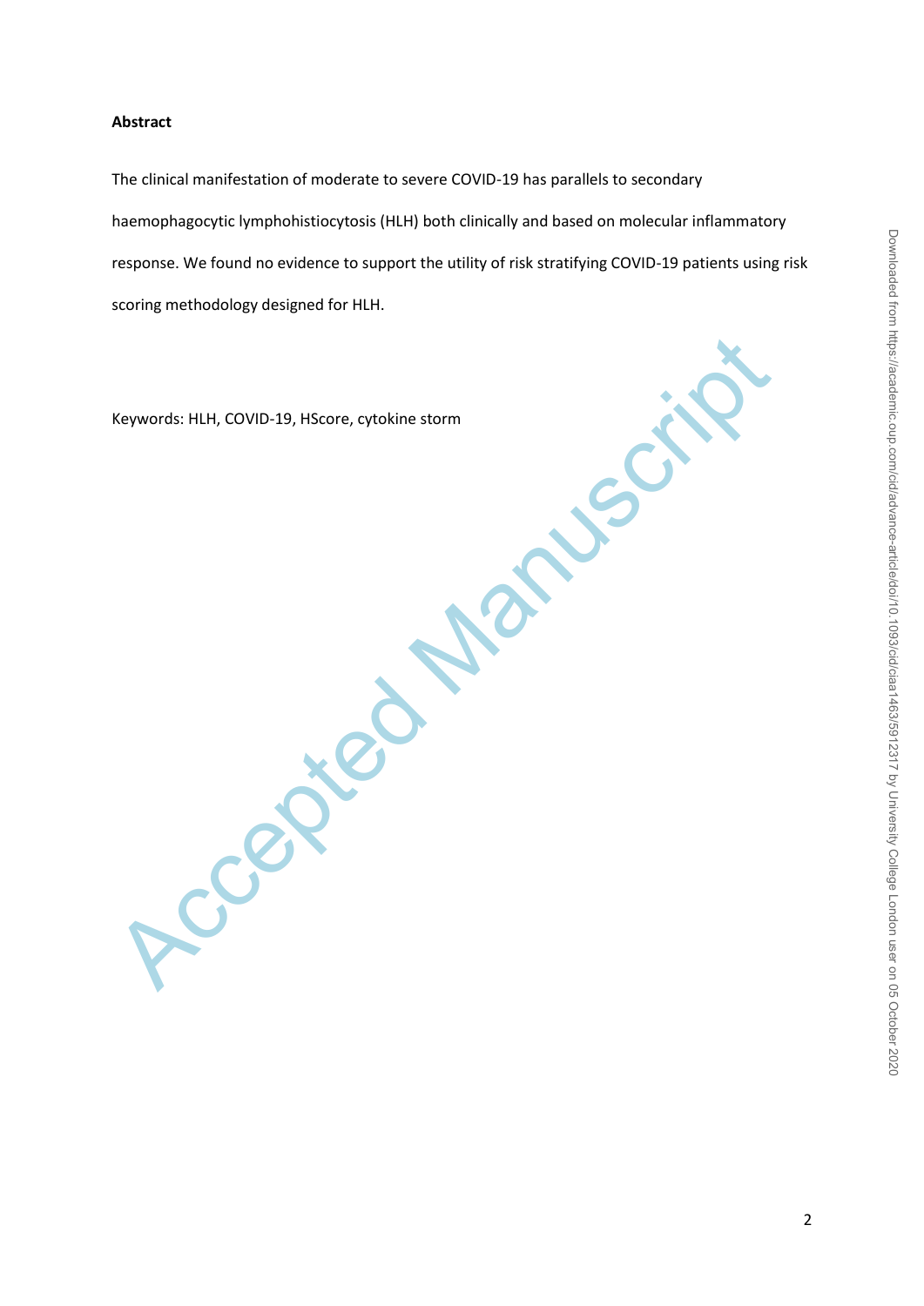**Abstract**

The clinical manifestation of moderate to severe COVID-19 has parallels to secondary haemophagocytic lymphohistiocytosis (HLH) both clinically and based on molecular inflammatory response. We found no evidence to support the utility of risk stratifying COVID-19 patients using risk scoring methodology designed for HLH.

Keywords: HLH, COVID-19, HScore, cytokine storm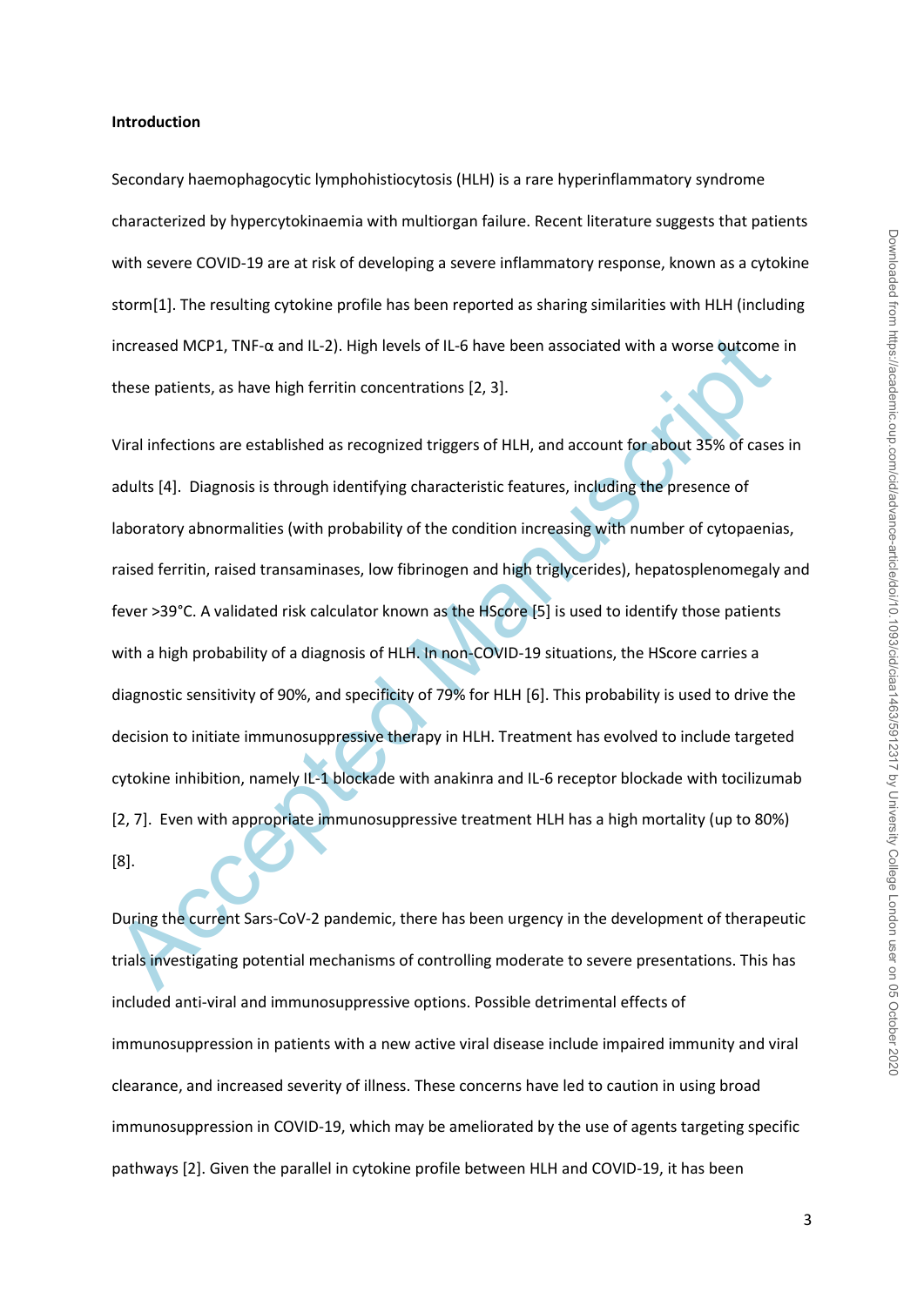**Introduction**

Secondary haemophagocytic lymphohistiocytosis (HLH) is a rare hyperinflammatory syndrome characterized by hypercytokinaemia with multiorgan failure. Recent literature suggests that patients with severe COVID-19 are at risk of developing a severe inflammatory response, known as a cytokine storm[1]. The resulting cytokine profile has been reported as sharing similarities with HLH (including increased MCP1, TNF-α and IL-2). High levels of IL-6 have been associated with a worse outcome in these patients, as have high ferritin concentrations [2, 3].

Viral infections are established as recognized triggers of HLH, and account for about 35% of cases in adults [4]. Diagnosis is through identifying characteristic features, including the presence of laboratory abnormalities (with probability of the condition increasing with number of cytopaenias, raised ferritin, raised transaminases, low fibrinogen and high triglycerides), hepatosplenomegaly and fever >39°C. A validated risk calculator known as the HScore [5] is used to identify those patients with a high probability of a diagnosis of HLH. In non-COVID-19 situations, the HScore carries a diagnostic sensitivity of 90%, and specificity of 79% for HLH [6]. This probability is used to drive the decision to initiate immunosuppressive therapy in HLH. Treatment has evolved to include targeted cytokine inhibition, namely IL-1 blockade with anakinra and IL-6 receptor blockade with tocilizumab [2, 7]. Even with appropriate immunosuppressive treatment HLH has a high mortality (up to 80%) [8].

During the current Sars-CoV-2 pandemic, there has been urgency in the development of therapeutic trials investigating potential mechanisms of controlling moderate to severe presentations. This has included anti-viral and immunosuppressive options. Possible detrimental effects of immunosuppression in patients with a new active viral disease include impaired immunity and viral clearance, and increased severity of illness. These concerns have led to caution in using broad immunosuppression in COVID-19, which may be ameliorated by the use of agents targeting specific pathways [2]. Given the parallel in cytokine profile between HLH and COVID-19, it has been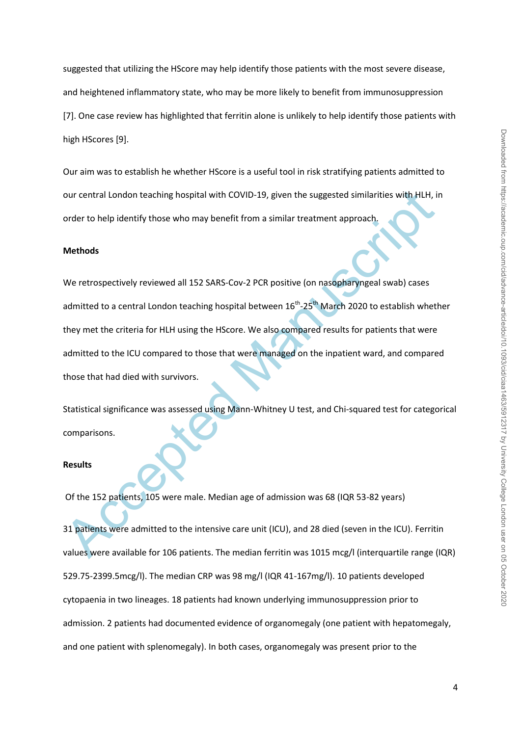suggested that utilizing the HScore may help identify those patients with the most severe disease, and heightened inflammatory state, who may be more likely to benefit from immunosuppression [7]. One case review has highlighted that ferritin alone is unlikely to help identify those patients with high HScores [9].

Our aim was to establish he whether HScore is a useful tool in risk stratifying patients admitted to our central London teaching hospital with COVID-19, given the suggested similarities with HLH, in order to help identify those who may benefit from a similar treatment approach.

**Methods**

We retrospectively reviewed all 152 SARS-Cov-2 PCR positive (on nasopharyngeal swab) cases admitted to a central London teaching hospital between 16th-25th March 2020 to establish whether they met the criteria for HLH using the HScore. We also compared results for patients that were admitted to the ICU compared to those that were managed on the inpatient ward, and compared those that had died with survivors.

Statistical significance was assessed using Mann-Whitney U test, and Chi-squared test for categorical comparisons.

**Results**

Of the 152 patients, 105 were male. Median age of admission was 68 (IQR 53-82 years)

31 patients were admitted to the intensive care unit (ICU), and 28 died (seven in the ICU). Ferritin values were available for 106 patients. The median ferritin was 1015 mcg/l (interquartile range (IQR) 529.75-2399.5mcg/l). The median CRP was 98 mg/l (IQR 41-167mg/l). 10 patients developed cytopaenia in two lineages. 18 patients had known underlying immunosuppression prior to admission. 2 patients had documented evidence of organomegaly (one patient with hepatomegaly, and one patient with splenomegaly). In both cases, organomegaly was present prior to the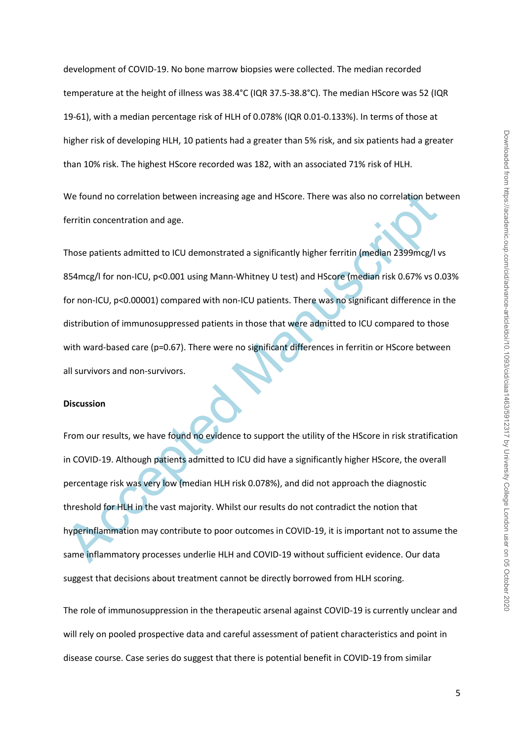development of COVID-19. No bone marrow biopsies were collected. The median recorded temperature at the height of illness was 38.4°C (IQR 37.5-38.8°C). The median HScore was 52 (IQR 19-61), with a median percentage risk of HLH of 0.078% (IQR 0.01-0.133%). In terms of those at higher risk of developing HLH, 10 patients had a greater than 5% risk, and six patients had a greater than 10% risk. The highest HScore recorded was 182, with an associated 71% risk of HLH.

We found no correlation between increasing age and HScore. There was also no correlation between ferritin concentration and age.

Those patients admitted to ICU demonstrated a significantly higher ferritin (median 2399mcg/l vs 854mcg/l for non-ICU, $p<0.001$ using Mann-Whitney U test) and HScore (median risk 0.67% vs 0.03% for non-ICU, $p<0.00001$) compared with non-ICU patients. There was no significant difference in the distribution of immunosuppressed patients in those that were admitted to ICU compared to those with ward-based care ($p=0.67$). There were no significant differences in ferritin or HScore between all survivors and non-survivors.

**Discussion**

From our results, we have found no evidence to support the utility of the HScore in risk stratification in COVID-19. Although patients admitted to ICU did have a significantly higher HScore, the overall percentage risk was very low (median HLH risk 0.078%), and did not approach the diagnostic threshold for HLH in the vast majority. Whilst our results do not contradict the notion that hyperinflammation may contribute to poor outcomes in COVID-19, it is important not to assume the same inflammatory processes underlie HLH and COVID-19 without sufficient evidence. Our data suggest that decisions about treatment cannot be directly borrowed from HLH scoring.

The role of immunosuppression in the therapeutic arsenal against COVID-19 is currently unclear and will rely on pooled prospective data and careful assessment of patient characteristics and point in disease course. Case series do suggest that there is potential benefit in COVID-19 from similar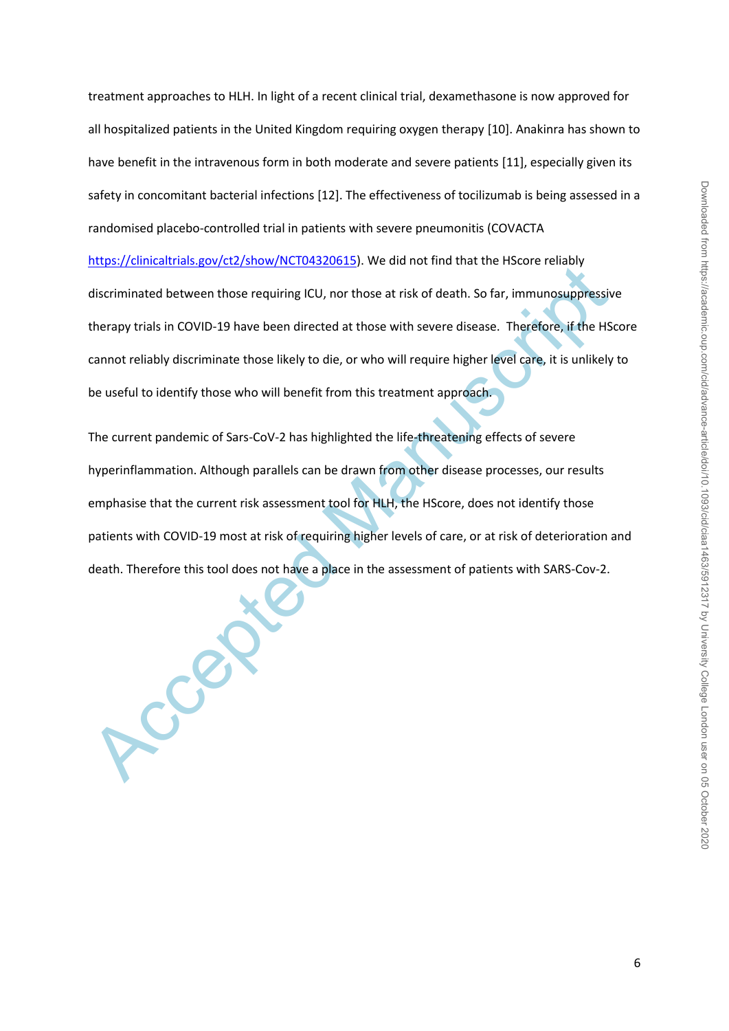treatment approaches to HLH. In light of a recent clinical trial, dexamethasone is now approved for all hospitalized patients in the United Kingdom requiring oxygen therapy [10]. Anakinra has shown to have benefit in the intravenous form in both moderate and severe patients [11], especially given its safety in concomitant bacterial infections [12]. The effectiveness of tocilizumab is being assessed in a randomised placebo-controlled trial in patients with severe pneumonitis (COVACTA https://clinicaltrials.gov/ct2/show/NCT04320615). We did not find that the HScore reliably discriminated between those requiring ICU, nor those at risk of death. So far, immunosuppressive therapy trials in COVID-19 have been directed at those with severe disease. Therefore, if the HScore cannot reliably discriminate those likely to die, or who will require higher level care, it is unlikely to be useful to identify those who will benefit from this treatment approach.

The current pandemic of Sars-CoV-2 has highlighted the life-threatening effects of severe hyperinflammation. Although parallels can be drawn from other disease processes, our results emphasise that the current risk assessment tool for HLH, the HScore, does not identify those patients with COVID-19 most at risk of requiring higher levels of care, or at risk of deterioration and death. Therefore this tool does not have a place in the assessment of patients with SARS-Cov-2.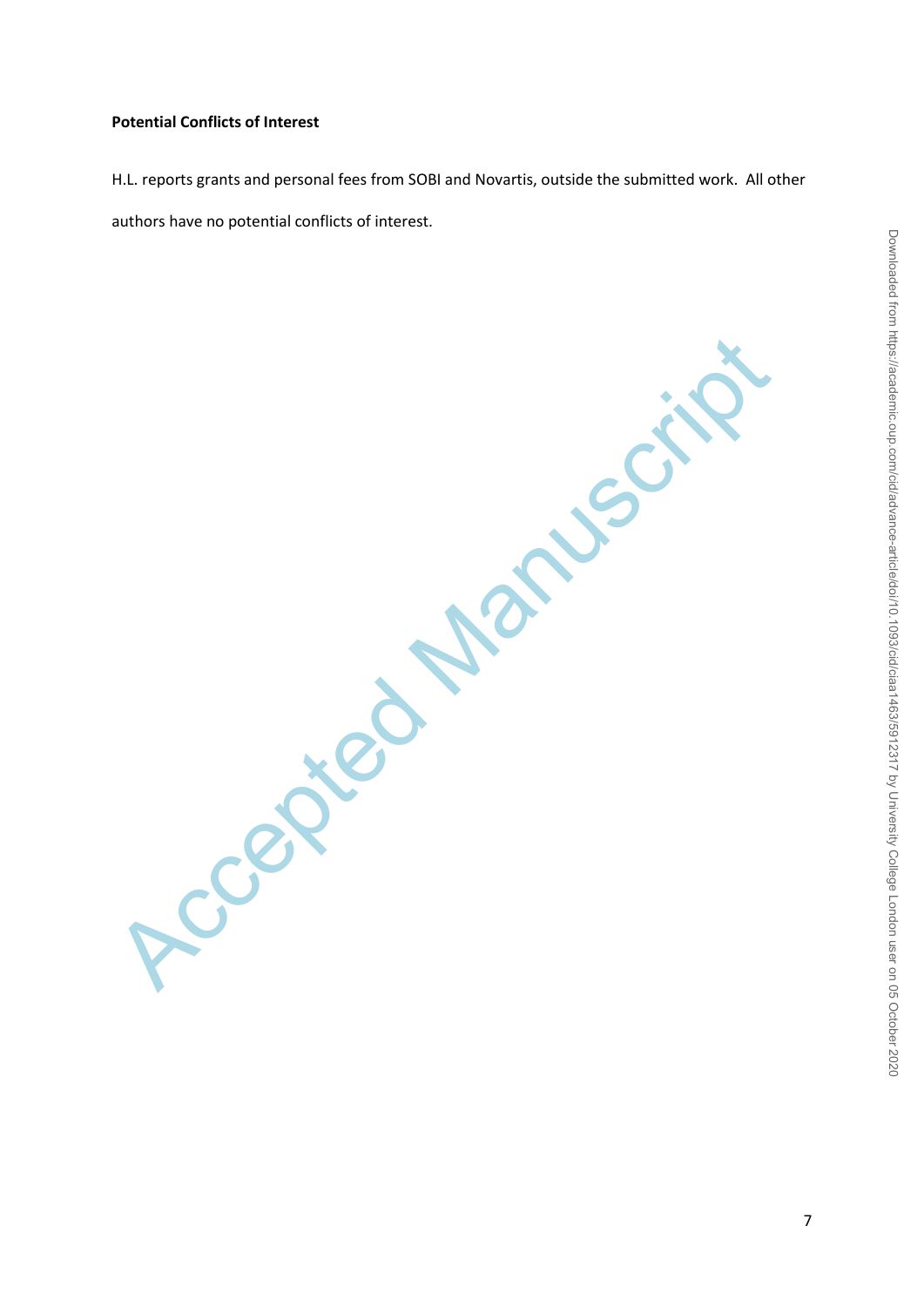**Potential Conflicts of Interest**

H.L. reports grants and personal fees from SOBI and Novartis, outside the submitted work. All other authors have no potential conflicts of interest.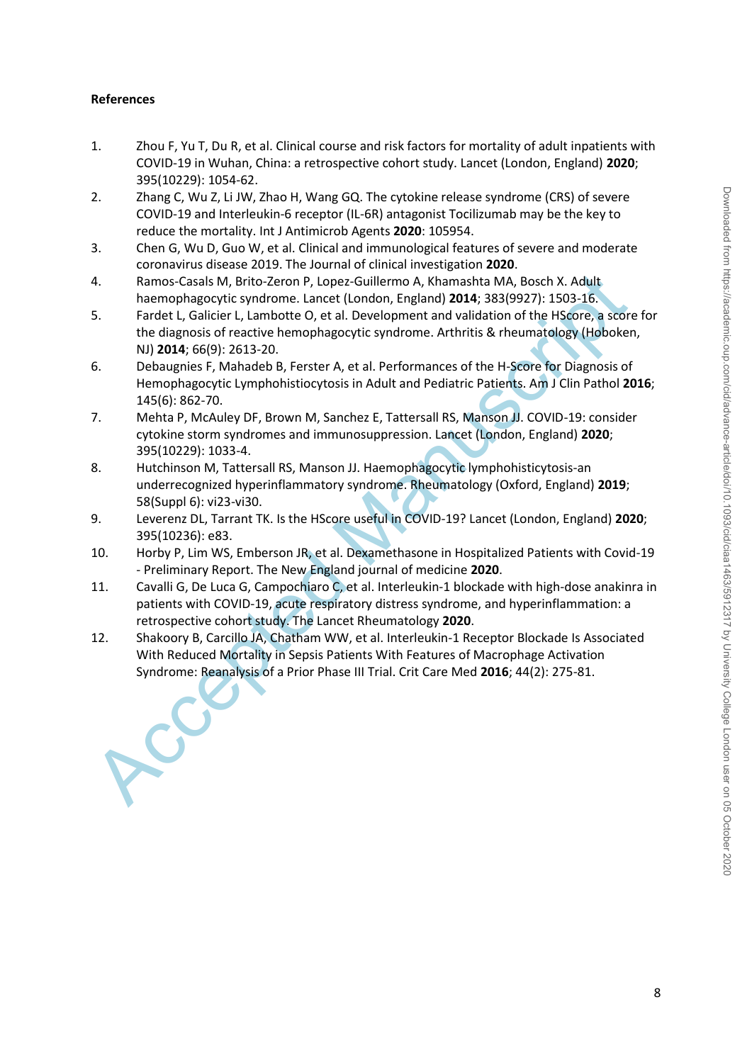**References**

1. Zhou F, Yu T, Du R, et al. Clinical course and risk factors for mortality of adult inpatients with COVID-19 in Wuhan, China: a retrospective cohort study. Lancet (London, England) **2020**; 395(10229): 1054-62.
2. Zhang C, Wu Z, Li JW, Zhao H, Wang GQ. The cytokine release syndrome (CRS) of severe COVID-19 and Interleukin-6 receptor (IL-6R) antagonist Tocilizumab may be the key to reduce the mortality. Int J Antimicrob Agents **2020**: 105954.
3. Chen G, Wu D, Guo W, et al. Clinical and immunological features of severe and moderate coronavirus disease 2019. The Journal of clinical investigation **2020**.
4. Ramos-Casals M, Brito-Zeron P, Lopez-Guillermo A, Khamashta MA, Bosch X. Adult haemophagocytic syndrome. Lancet (London, England) **2014**; 383(9927): 1503-16.
5. Fardet L, Galicier L, Lambotte O, et al. Development and validation of the HScore, a score for the diagnosis of reactive hemophagocytic syndrome. Arthritis & rheumatology (Hoboken, NJ) **2014**; 66(9): 2613-20.
6. Debaugnies F, Mahadeb B, Ferster A, et al. Performances of the H-Score for Diagnosis of Hemophagocytic Lymphohistiocytosis in Adult and Pediatric Patients. Am J Clin Pathol **2016**; 145(6): 862-70.
7. Mehta P, McAuley DF, Brown M, Sanchez E, Tattersall RS, Manson JJ. COVID-19: consider cytokine storm syndromes and immunosuppression. Lancet (London, England) **2020**; 395(10229): 1033-4.
8. Hutchinson M, Tattersall RS, Manson JJ. Haemophagocytic lymphohisticytosis-an underrecognized hyperinflammatory syndrome. Rheumatology (Oxford, England) **2019**; 58(Suppl 6): vi23-vi30.
9. Leverenz DL, Tarrant TK. Is the HScore useful in COVID-19? Lancet (London, England) **2020**; 395(10236): e83.
10. Horby P, Lim WS, Emberson JR, et al. Dexamethasone in Hospitalized Patients with Covid-19 - Preliminary Report. The New England journal of medicine **2020**.
11. Cavalli G, De Luca G, Campochiaro C, et al. Interleukin-1 blockade with high-dose anakinra in patients with COVID-19, acute respiratory distress syndrome, and hyperinflammation: a retrospective cohort study. The Lancet Rheumatology **2020**.
12. Shakoory B, Carcillo JA, Chatham WW, et al. Interleukin-1 Receptor Blockade Is Associated With Reduced Mortality in Sepsis Patients With Features of Macrophage Activation Syndrome: Reanalysis of a Prior Phase III Trial. Crit Care Med **2016**; 44(2): 275-81.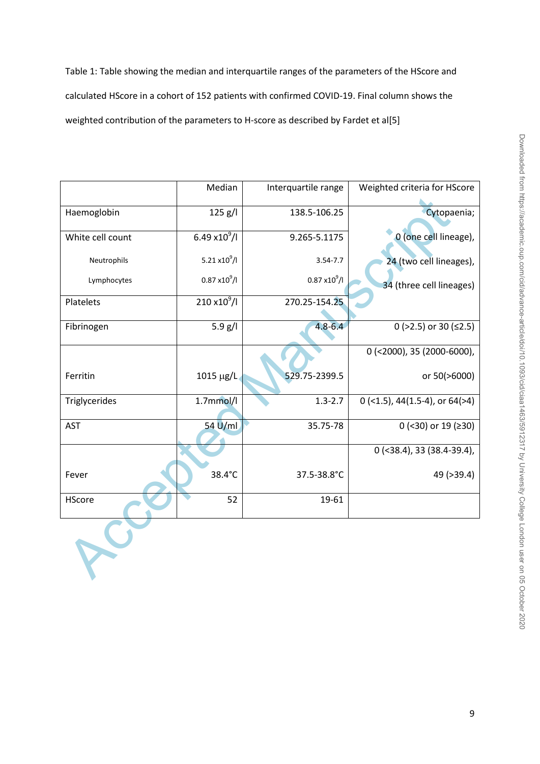Table 1: Table showing the median and interquartile ranges of the parameters of the HScore and calculated HScore in a cohort of 152 patients with confirmed COVID-19. Final column shows the weighted contribution of the parameters to H-score as described by Fardet et al[5]

| | Median | Interquartile range | Weighted criteria for HScore |
|---|---|---|---|
| Haemoglobin | 125 g/l | 138.5-106.25 | Cytopaenia; |
| White cell count | 6.49 $x10^9$/l | 9.265-5.1175 | 0 (one cell lineage), |
| Neutrophils | 5.21 $x10^9$/l | 3.54-7.7 | 24 (two cell lineages), |
| Lymphocytes | 0.87 $x10^9$/l | 0.87 $x10^9$/l | 34 (three cell lineages) |
| Platelets | 210 $x10^9$/l | 270.25-154.25 | |
| Fibrinogen | 5.9 g/l | 4.8-6.4 | 0 (>2.5) or 30 (≤2.5) |
| Ferritin | 1015 µg/L | 529.75-2399.5 | 0 (<2000), 35 (2000-6000), or 50(>6000) |
| Triglycerides | 1.7mmol/l | 1.3-2.7 | 0 (<1.5), 44(1.5-4), or 64(>4) |
| AST | 54 U/ml | 35.75-78 | 0 (<30) or 19 (≥30) |
| Fever | 38.4°C | 37.5-38.8°C | 0 (<38.4), 33 (38.4-39.4), 49 (>39.4) |
| HScore | 52 | 19-61 | |